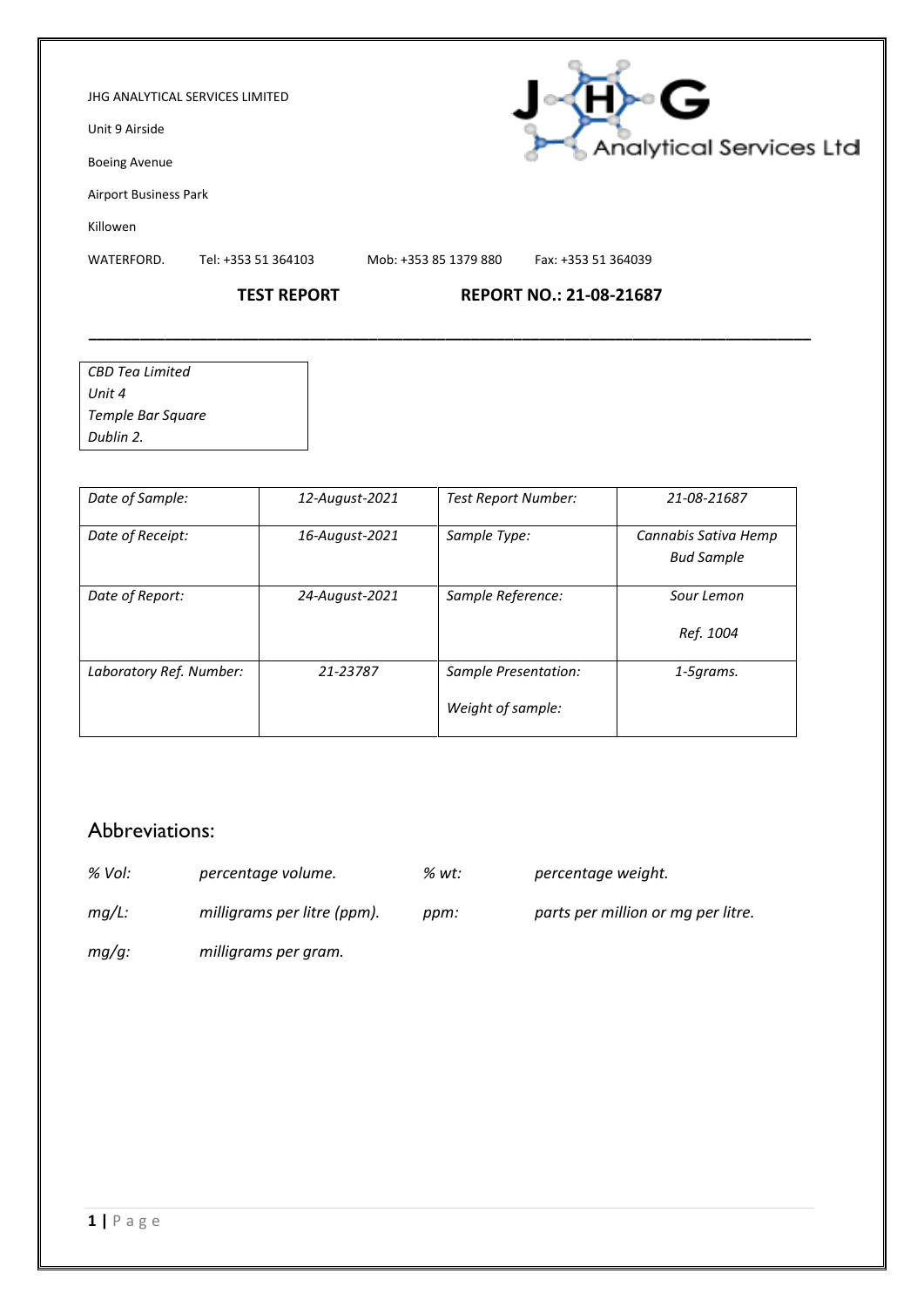JHG ANALYTICAL SERVICES LIMITED

Unit 9 Airside

Boeing Avenue

Airport Business Park

Killowen

WATERFORD. Tel: +353 51 364103 Mob: +353 85 1379 880 Fax: +353 51 364039

**TEST REPORT** **REPORT NO.: 21-08-21687**

---

*CBD Tea Limited*
*Unit 4*
*Temple Bar Square*
*Dublin 2.*

| *Date of Sample:* | *12-August-2021* | *Test Report Number:* | *21-08-21687* |
|---|---|---|---|
| *Date of Receipt:* | *16-August-2021* | *Sample Type:* | *Cannabis Sativa Hemp Bud Sample* |
| *Date of Report:* | *24-August-2021* | *Sample Reference:* | *Sour Lemon Ref. 1004* |
| *Laboratory Ref. Number:* | *21-23787* | *Sample Presentation: Weight of sample:* | *1-5grams.* |

## Abbreviations:

| | | | |
|---|---|---|---|
| *% Vol:* | *percentage volume.* | *% wt:* | *percentage weight.* |
| *mg/L:* | *milligrams per litre (ppm).* | *ppm:* | *parts per million or mg per litre.* |
| *mg/g:* | *milligrams per gram.* | | |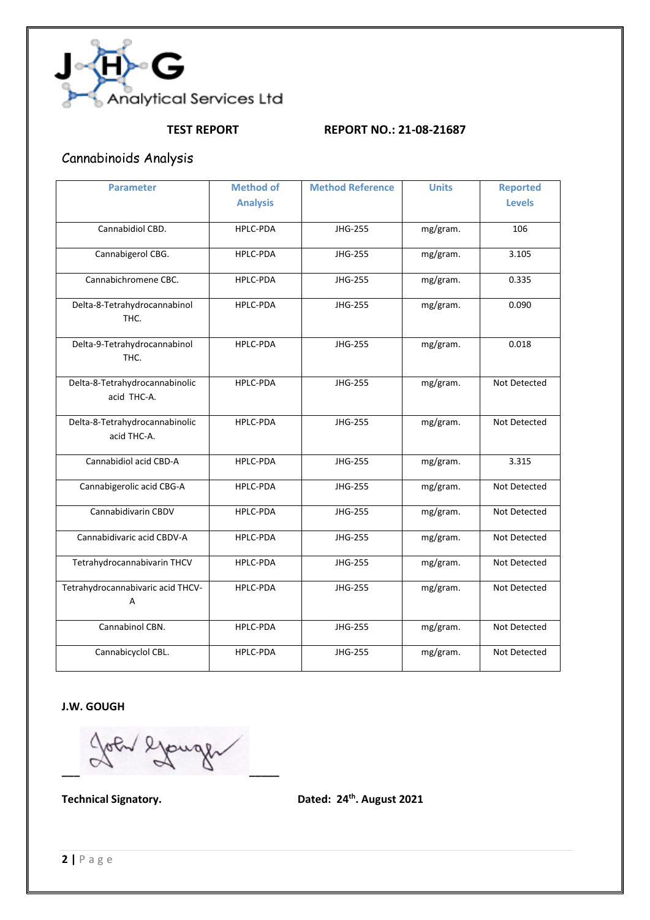JHG Analytical Services Ltd

**TEST REPORT** **REPORT NO.: 21-08-21687**

## Cannabinoids Analysis

| Parameter | Method of Analysis | Method Reference | Units | Reported Levels |
|---|---|---|---|---|
| Cannabidiol CBD. | HPLC-PDA | JHG-255 | mg/gram. | 106 |
| Cannabigerol CBG. | HPLC-PDA | JHG-255 | mg/gram. | 3.105 |
| Cannabichromene CBC. | HPLC-PDA | JHG-255 | mg/gram. | 0.335 |
| Delta-8-Tetrahydrocannabinol THC. | HPLC-PDA | JHG-255 | mg/gram. | 0.090 |
| Delta-9-Tetrahydrocannabinol THC. | HPLC-PDA | JHG-255 | mg/gram. | 0.018 |
| Delta-8-Tetrahydrocannabinolic acid THC-A. | HPLC-PDA | JHG-255 | mg/gram. | Not Detected |
| Delta-8-Tetrahydrocannabinolic acid THC-A. | HPLC-PDA | JHG-255 | mg/gram. | Not Detected |
| Cannabidiol acid CBD-A | HPLC-PDA | JHG-255 | mg/gram. | 3.315 |
| Cannabigerolic acid CBG-A | HPLC-PDA | JHG-255 | mg/gram. | Not Detected |
| Cannabidivarin CBDV | HPLC-PDA | JHG-255 | mg/gram. | Not Detected |
| Cannabidivaric acid CBDV-A | HPLC-PDA | JHG-255 | mg/gram. | Not Detected |
| Tetrahydrocannabivarin THCV | HPLC-PDA | JHG-255 | mg/gram. | Not Detected |
| Tetrahydrocannabivaric acid THCV-A | HPLC-PDA | JHG-255 | mg/gram. | Not Detected |
| Cannabinol CBN. | HPLC-PDA | JHG-255 | mg/gram. | Not Detected |
| Cannabicyclol CBL. | HPLC-PDA | JHG-255 | mg/gram. | Not Detected |

**J.W. GOUGH**

John Gough

**Technical Signatory.** **Dated: 24th. August 2021**